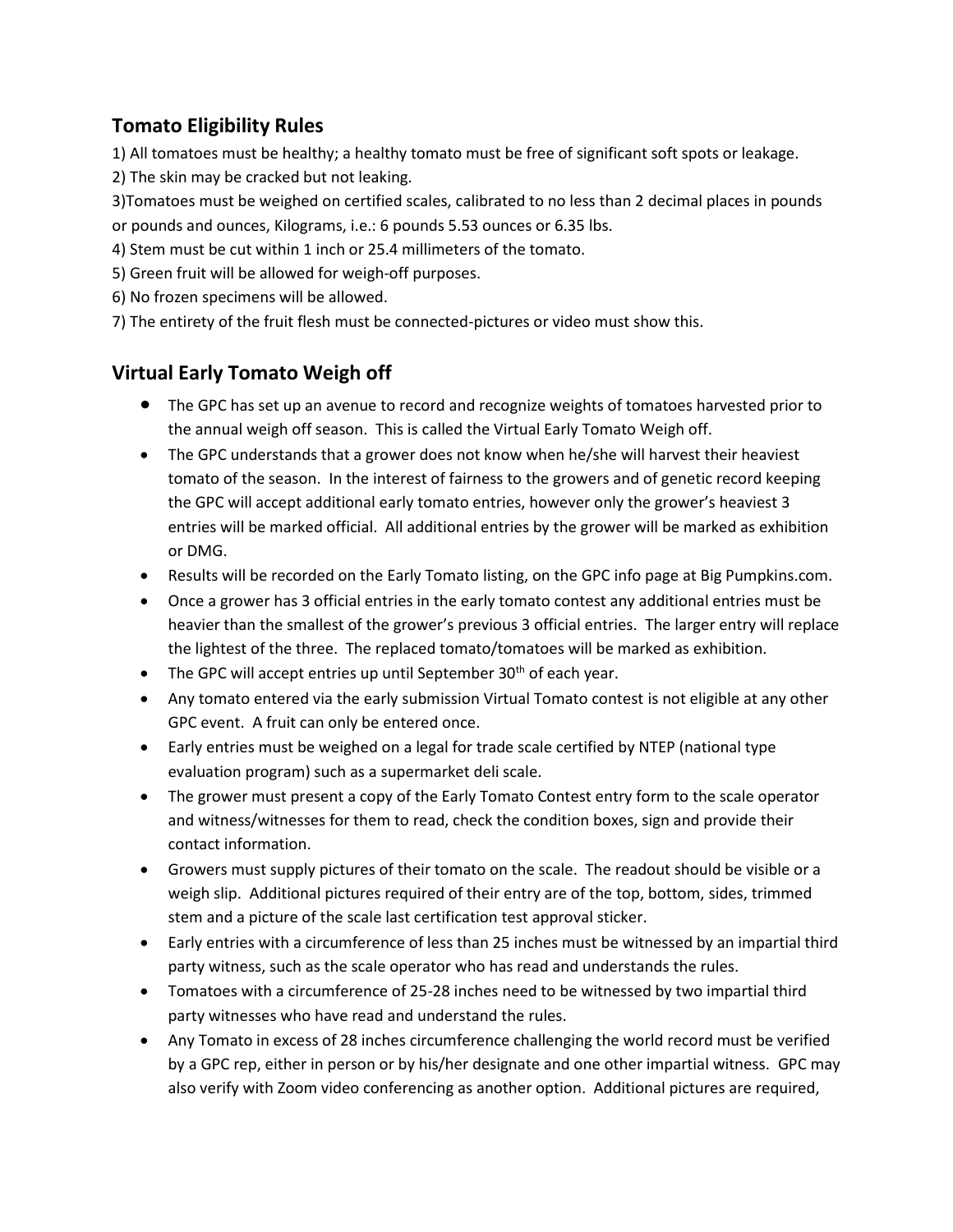## Tomato Eligibility Rules

1) All tomatoes must be healthy; a healthy tomato must be free of significant soft spots or leakage.
2) The skin may be cracked but not leaking.
3)Tomatoes must be weighed on certified scales, calibrated to no less than 2 decimal places in pounds or pounds and ounces, Kilograms, i.e.: 6 pounds 5.53 ounces or 6.35 lbs.
4) Stem must be cut within 1 inch or 25.4 millimeters of the tomato.
5) Green fruit will be allowed for weigh-off purposes.
6) No frozen specimens will be allowed.
7) The entirety of the fruit flesh must be connected-pictures or video must show this.

## Virtual Early Tomato Weigh off

- The GPC has set up an avenue to record and recognize weights of tomatoes harvested prior to the annual weigh off season. This is called the Virtual Early Tomato Weigh off.
- The GPC understands that a grower does not know when he/she will harvest their heaviest tomato of the season. In the interest of fairness to the growers and of genetic record keeping the GPC will accept additional early tomato entries, however only the grower's heaviest 3 entries will be marked official. All additional entries by the grower will be marked as exhibition or DMG.
- Results will be recorded on the Early Tomato listing, on the GPC info page at Big Pumpkins.com.
- Once a grower has 3 official entries in the early tomato contest any additional entries must be heavier than the smallest of the grower's previous 3 official entries. The larger entry will replace the lightest of the three. The replaced tomato/tomatoes will be marked as exhibition.
- The GPC will accept entries up until September 30th of each year.
- Any tomato entered via the early submission Virtual Tomato contest is not eligible at any other GPC event. A fruit can only be entered once.
- Early entries must be weighed on a legal for trade scale certified by NTEP (national type evaluation program) such as a supermarket deli scale.
- The grower must present a copy of the Early Tomato Contest entry form to the scale operator and witness/witnesses for them to read, check the condition boxes, sign and provide their contact information.
- Growers must supply pictures of their tomato on the scale. The readout should be visible or a weigh slip. Additional pictures required of their entry are of the top, bottom, sides, trimmed stem and a picture of the scale last certification test approval sticker.
- Early entries with a circumference of less than 25 inches must be witnessed by an impartial third party witness, such as the scale operator who has read and understands the rules.
- Tomatoes with a circumference of 25-28 inches need to be witnessed by two impartial third party witnesses who have read and understand the rules.
- Any Tomato in excess of 28 inches circumference challenging the world record must be verified by a GPC rep, either in person or by his/her designate and one other impartial witness. GPC may also verify with Zoom video conferencing as another option. Additional pictures are required,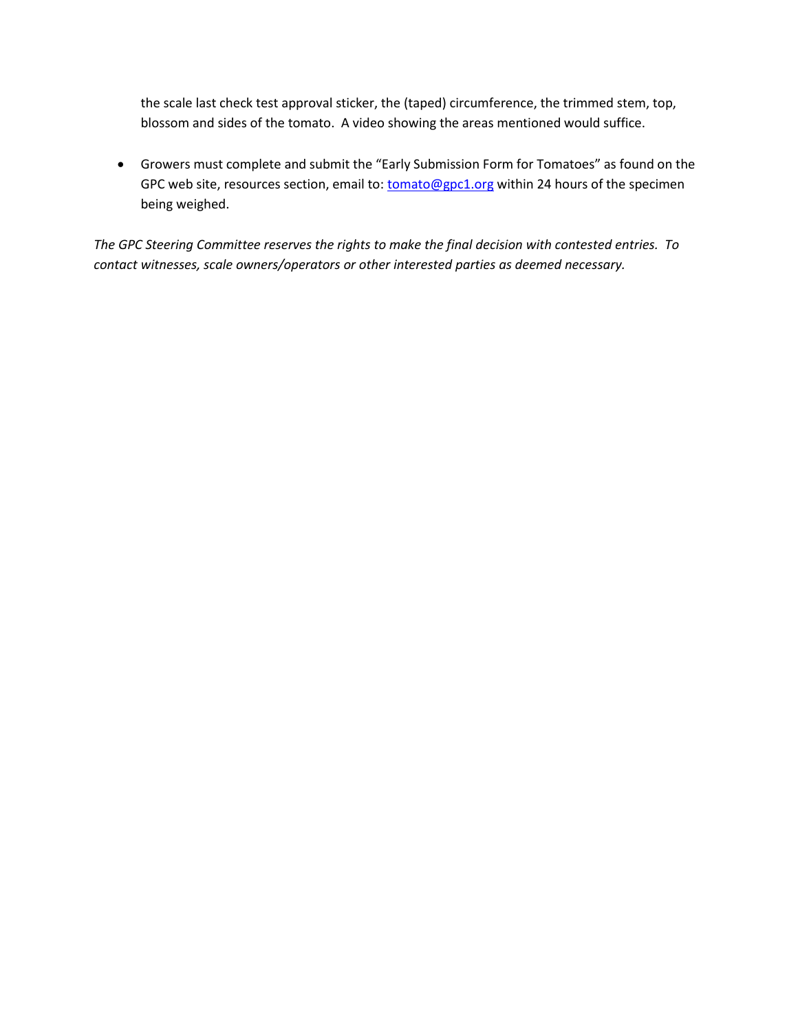the scale last check test approval sticker, the (taped) circumference, the trimmed stem, top, blossom and sides of the tomato. A video showing the areas mentioned would suffice.

- Growers must complete and submit the "Early Submission Form for Tomatoes" as found on the GPC web site, resources section, email to: tomato@gpc1.org within 24 hours of the specimen being weighed.

*The GPC Steering Committee reserves the rights to make the final decision with contested entries. To contact witnesses, scale owners/operators or other interested parties as deemed necessary.*